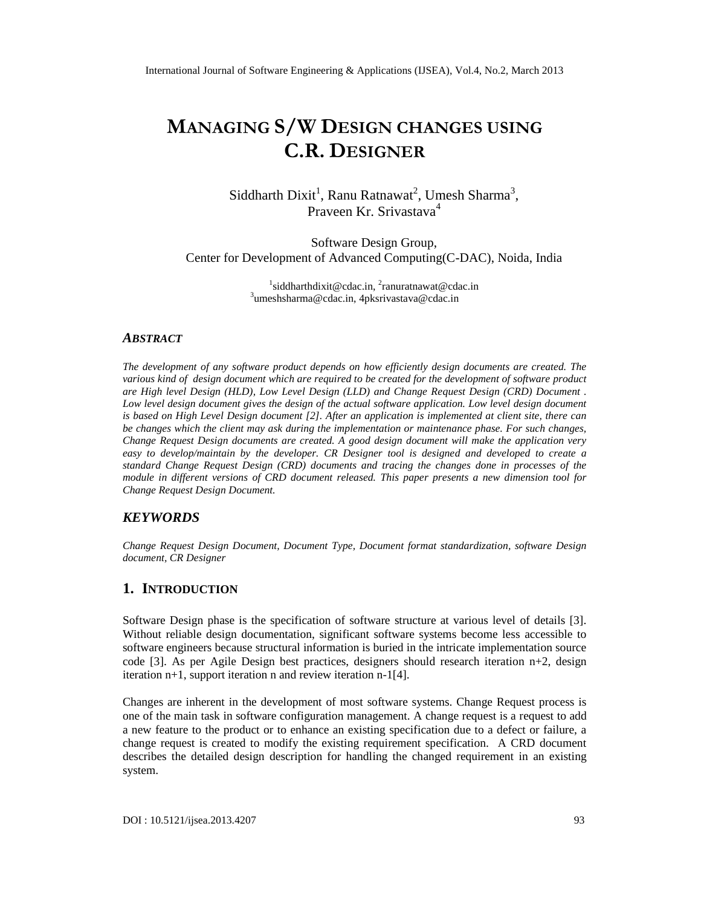# MANAGING S/W DESIGN CHANGES USING C.R. DESIGNER

Siddharth Dixit[1], Ranu Ratnawat[2], Umesh Sharma[3], Praveen Kr. Srivastava[4]

Software Design Group,
Center for Development of Advanced Computing(C-DAC), Noida, India

[1]siddharthdixit@cdac.in, [2]ranuratnawat@cdac.in
[3]umeshsharma@cdac.in, 4pksrivastava@cdac.in

### *ABSTRACT*

*The development of any software product depends on how efficiently design documents are created. The various kind of design document which are required to be created for the development of software product are High level Design (HLD), Low Level Design (LLD) and Change Request Design (CRD) Document . Low level design document gives the design of the actual software application. Low level design document is based on High Level Design document [2]. After an application is implemented at client site, there can be changes which the client may ask during the implementation or maintenance phase. For such changes, Change Request Design documents are created. A good design document will make the application very easy to develop/maintain by the developer. CR Designer tool is designed and developed to create a standard Change Request Design (CRD) documents and tracing the changes done in processes of the module in different versions of CRD document released. This paper presents a new dimension tool for Change Request Design Document.*

## *KEYWORDS*

*Change Request Design Document, Document Type, Document format standardization, software Design document, CR Designer*

## 1. INTRODUCTION

Software Design phase is the specification of software structure at various level of details [3]. Without reliable design documentation, significant software systems become less accessible to software engineers because structural information is buried in the intricate implementation source code [3]. As per Agile Design best practices, designers should research iteration n+2, design iteration n+1, support iteration n and review iteration n-1[4].

Changes are inherent in the development of most software systems. Change Request process is one of the main task in software configuration management. A change request is a request to add a new feature to the product or to enhance an existing specification due to a defect or failure, a change request is created to modify the existing requirement specification. A CRD document describes the detailed design description for handling the changed requirement in an existing system.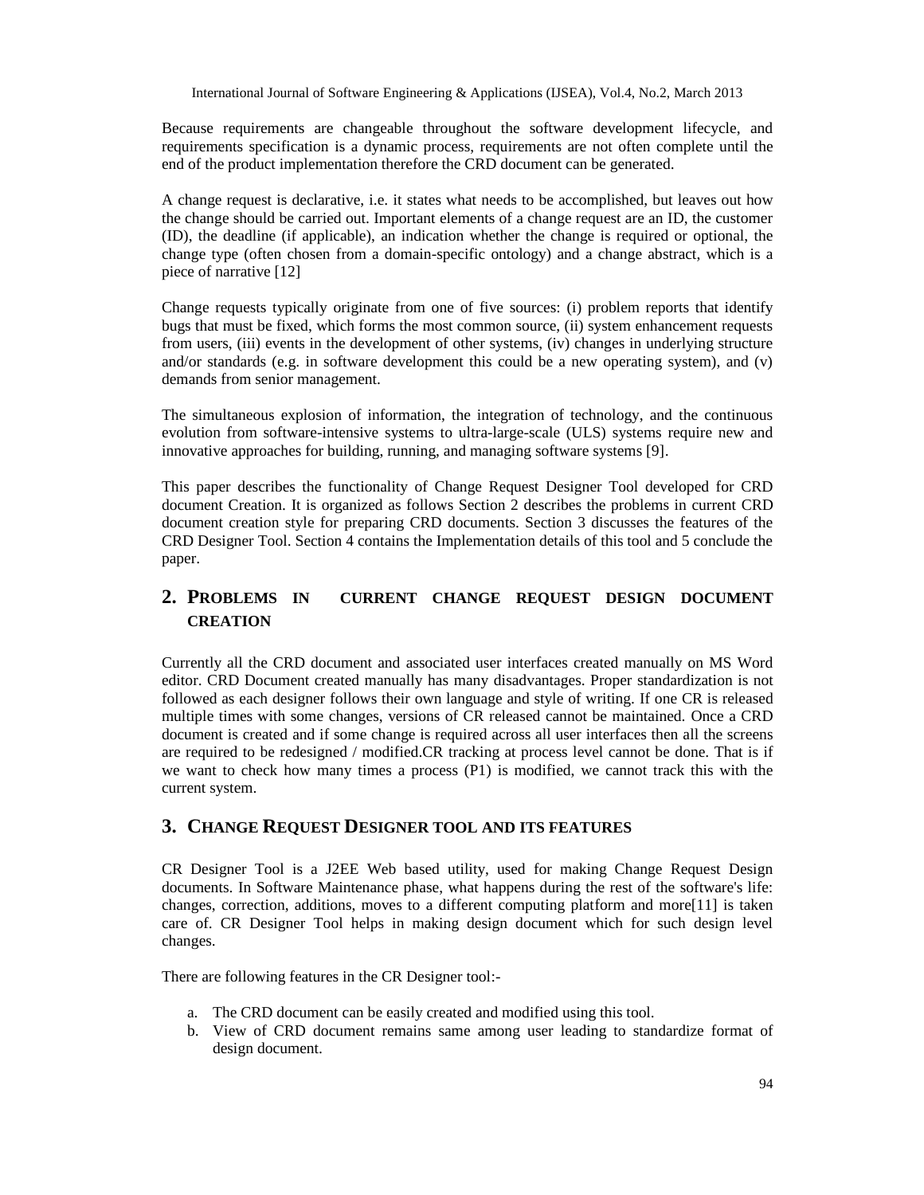Because requirements are changeable throughout the software development lifecycle, and requirements specification is a dynamic process, requirements are not often complete until the end of the product implementation therefore the CRD document can be generated.

A change request is declarative, i.e. it states what needs to be accomplished, but leaves out how the change should be carried out. Important elements of a change request are an ID, the customer (ID), the deadline (if applicable), an indication whether the change is required or optional, the change type (often chosen from a domain-specific ontology) and a change abstract, which is a piece of narrative [12]

Change requests typically originate from one of five sources: (i) problem reports that identify bugs that must be fixed, which forms the most common source, (ii) system enhancement requests from users, (iii) events in the development of other systems, (iv) changes in underlying structure and/or standards (e.g. in software development this could be a new operating system), and (v) demands from senior management.

The simultaneous explosion of information, the integration of technology, and the continuous evolution from software-intensive systems to ultra-large-scale (ULS) systems require new and innovative approaches for building, running, and managing software systems [9].

This paper describes the functionality of Change Request Designer Tool developed for CRD document Creation. It is organized as follows Section 2 describes the problems in current CRD document creation style for preparing CRD documents. Section 3 discusses the features of the CRD Designer Tool. Section 4 contains the Implementation details of this tool and 5 conclude the paper.

## 2. PROBLEMS IN CURRENT CHANGE REQUEST DESIGN DOCUMENT CREATION

Currently all the CRD document and associated user interfaces created manually on MS Word editor. CRD Document created manually has many disadvantages. Proper standardization is not followed as each designer follows their own language and style of writing. If one CR is released multiple times with some changes, versions of CR released cannot be maintained. Once a CRD document is created and if some change is required across all user interfaces then all the screens are required to be redesigned / modified.CR tracking at process level cannot be done. That is if we want to check how many times a process (P1) is modified, we cannot track this with the current system.

## 3. CHANGE REQUEST DESIGNER TOOL AND ITS FEATURES

CR Designer Tool is a J2EE Web based utility, used for making Change Request Design documents. In Software Maintenance phase, what happens during the rest of the software's life: changes, correction, additions, moves to a different computing platform and more[11] is taken care of. CR Designer Tool helps in making design document which for such design level changes.

There are following features in the CR Designer tool:-

a. The CRD document can be easily created and modified using this tool.
b. View of CRD document remains same among user leading to standardize format of design document.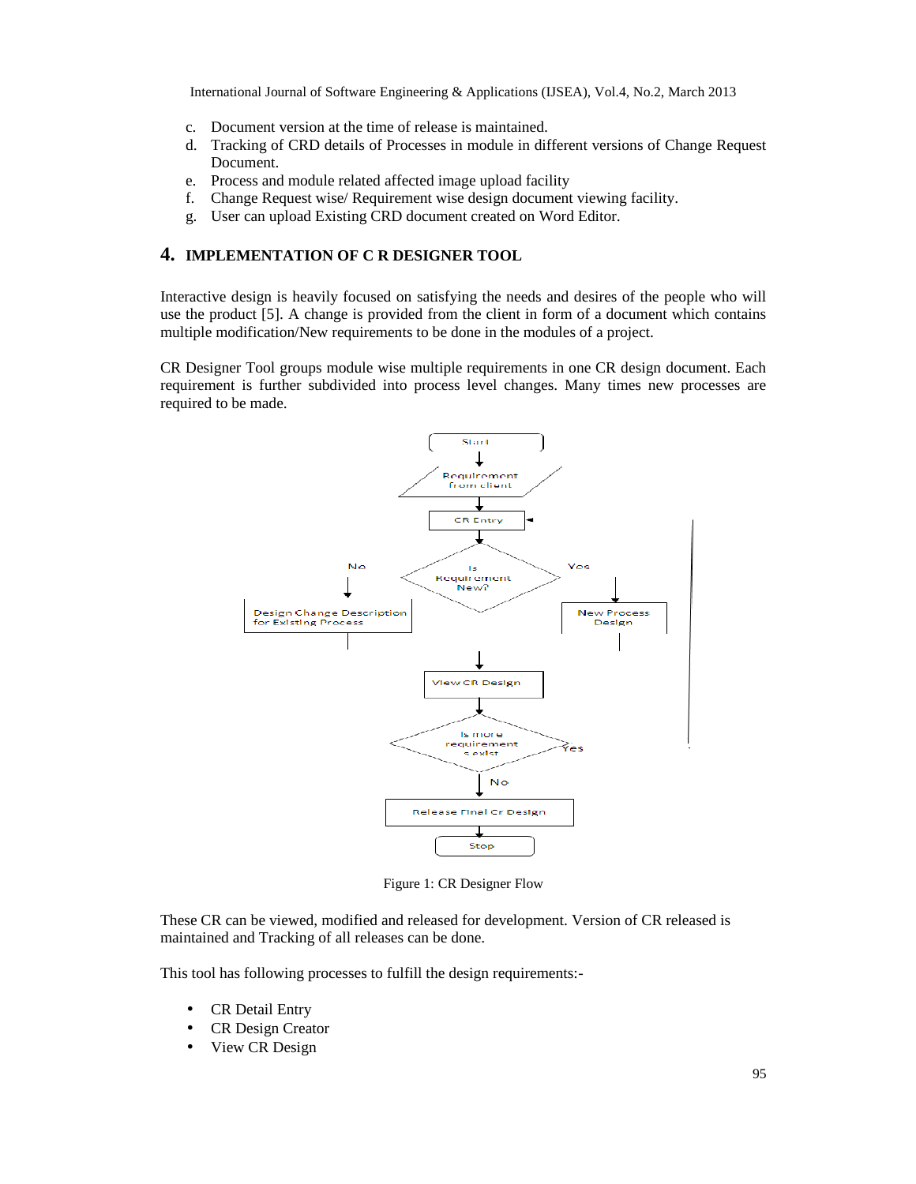c. Document version at the time of release is maintained.
d. Tracking of CRD details of Processes in module in different versions of Change Request Document.
e. Process and module related affected image upload facility
f. Change Request wise/ Requirement wise design document viewing facility.
g. User can upload Existing CRD document created on Word Editor.

## 4. IMPLEMENTATION OF C R DESIGNER TOOL

Interactive design is heavily focused on satisfying the needs and desires of the people who will use the product [5]. A change is provided from the client in form of a document which contains multiple modification/New requirements to be done in the modules of a project.

CR Designer Tool groups module wise multiple requirements in one CR design document. Each requirement is further subdivided into process level changes. Many times new processes are required to be made.

Figure 1: CR Designer Flow

These CR can be viewed, modified and released for development. Version of CR released is maintained and Tracking of all releases can be done.

This tool has following processes to fulfill the design requirements:-

- CR Detail Entry
- CR Design Creator
- View CR Design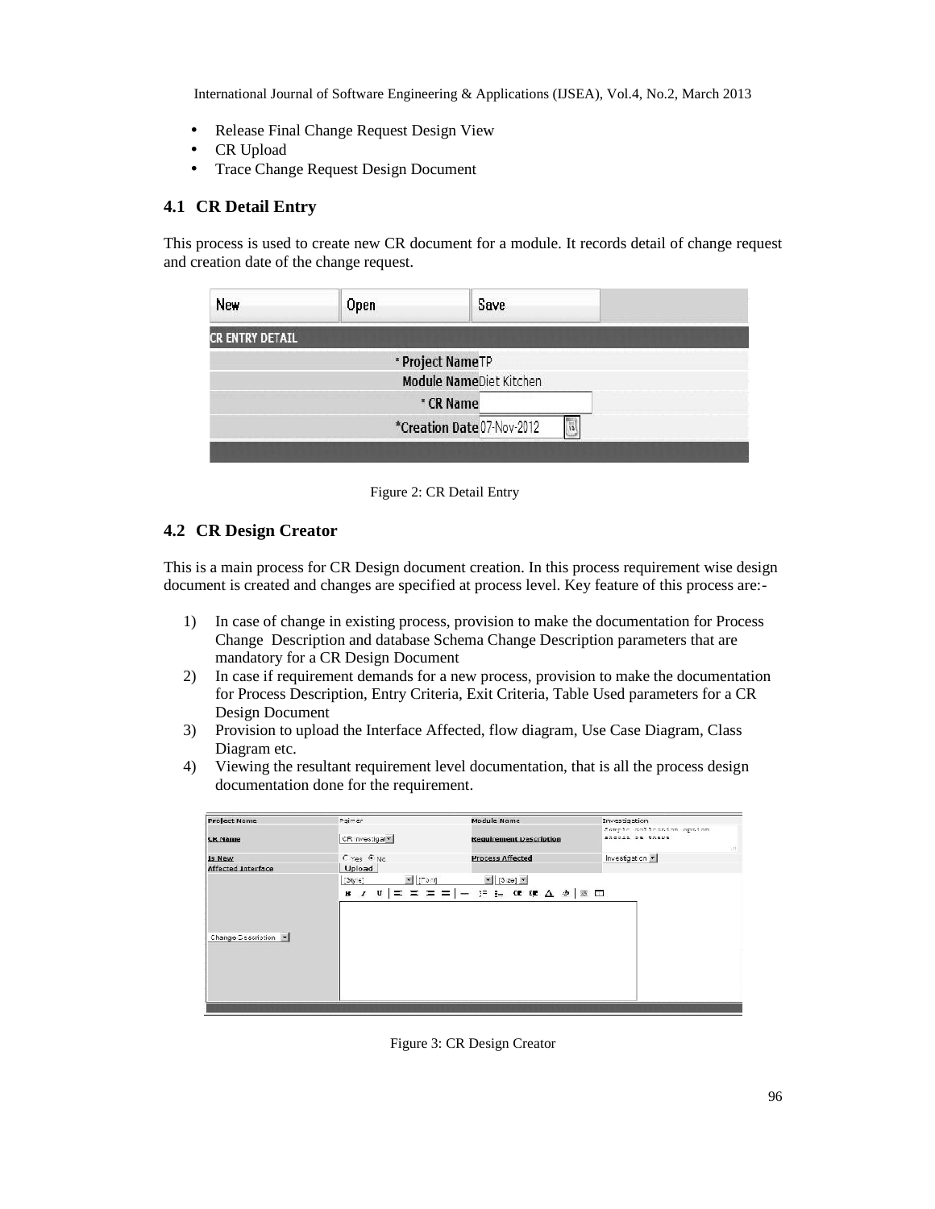- Release Final Change Request Design View
- CR Upload
- Trace Change Request Design Document

## 4.1 CR Detail Entry

This process is used to create new CR document for a module. It records detail of change request and creation date of the change request.

Figure 2: CR Detail Entry

## 4.2 CR Design Creator

This is a main process for CR Design document creation. In this process requirement wise design document is created and changes are specified at process level. Key feature of this process are:-

1) In case of change in existing process, provision to make the documentation for Process Change Description and database Schema Change Description parameters that are mandatory for a CR Design Document
2) In case if requirement demands for a new process, provision to make the documentation for Process Description, Entry Criteria, Exit Criteria, Table Used parameters for a CR Design Document
3) Provision to upload the Interface Affected, flow diagram, Use Case Diagram, Class Diagram etc.
4) Viewing the resultant requirement level documentation, that is all the process design documentation done for the requirement.

Figure 3: CR Design Creator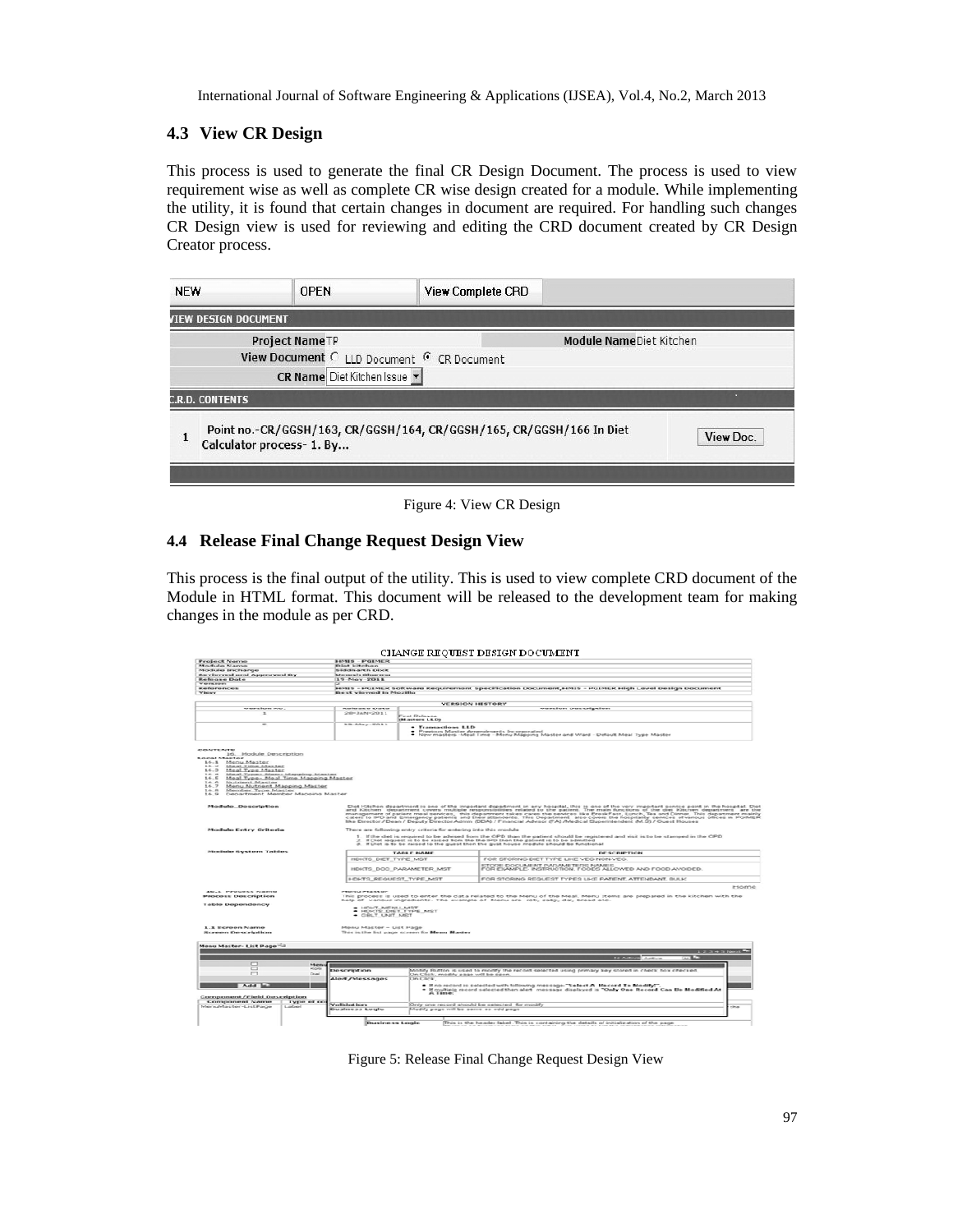## 4.3 View CR Design

This process is used to generate the final CR Design Document. The process is used to view requirement wise as well as complete CR wise design created for a module. While implementing the utility, it is found that certain changes in document are required. For handling such changes CR Design view is used for reviewing and editing the CRD document created by CR Design Creator process.

Figure 4: View CR Design

## 4.4 Release Final Change Request Design View

This process is the final output of the utility. This is used to view complete CRD document of the Module in HTML format. This document will be released to the development team for making changes in the module as per CRD.

Figure 5: Release Final Change Request Design View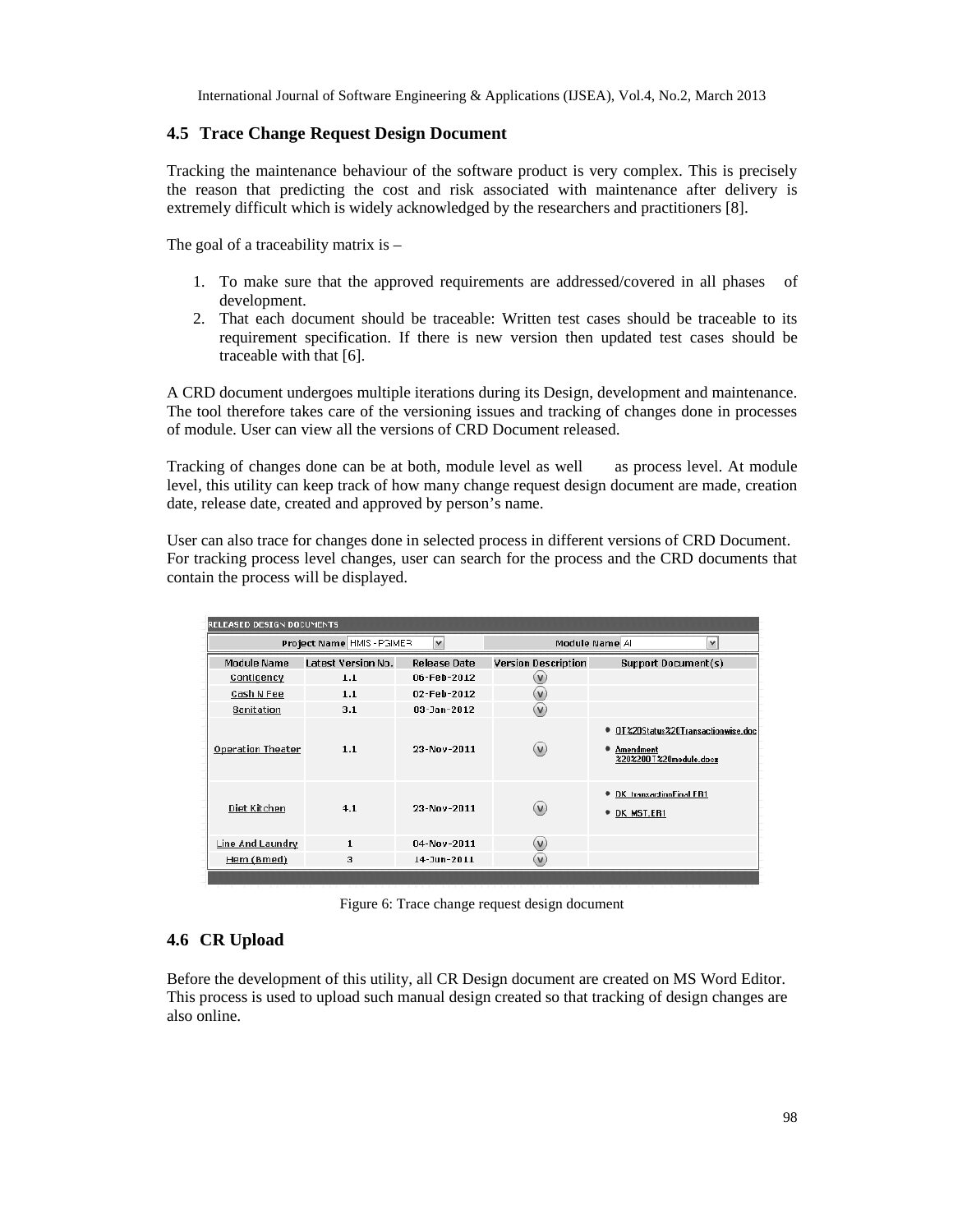### 4.5 Trace Change Request Design Document

Tracking the maintenance behaviour of the software product is very complex. This is precisely the reason that predicting the cost and risk associated with maintenance after delivery is extremely difficult which is widely acknowledged by the researchers and practitioners [8].

The goal of a traceability matrix is –

1. To make sure that the approved requirements are addressed/covered in all phases of development.
2. That each document should be traceable: Written test cases should be traceable to its requirement specification. If there is new version then updated test cases should be traceable with that [6].

A CRD document undergoes multiple iterations during its Design, development and maintenance. The tool therefore takes care of the versioning issues and tracking of changes done in processes of module. User can view all the versions of CRD Document released.

Tracking of changes done can be at both, module level as well as process level. At module level, this utility can keep track of how many change request design document are made, creation date, release date, created and approved by person's name.

User can also trace for changes done in selected process in different versions of CRD Document. For tracking process level changes, user can search for the process and the CRD documents that contain the process will be displayed.

RELEASED DESIGN DOCUMENTS

Project Name: HMIS - PGIMER | Module Name: All

| Module Name | Latest Version No. | Release Date | Version Description | Support Document(s) |
|---|---|---|---|---|
| Contigency | 1.1 | 06-Feb-2012 | (v) | |
| Cash N Fee | 1.1 | 02-Feb-2012 | (v) | |
| Sanitation | 3.1 | 09-Jan-2012 | (v) | |
| Operation Theater | 1.1 | 23-Nov-2011 | (v) | • OT%20Status%20Transactionwise.doc<br>• Amendment %20%20OT%20module.docx |
| Diet Kitchen | 4.1 | 23-Nov-2011 | (v) | • DK_transactionFinal.ER1<br>• DK_MST.ER1 |
| Line And Laundry | 1 | 04-Nov-2011 | (v) | |
| Hem (Bmed) | 3 | 14-Jun-2011 | (v) | |

Figure 6: Trace change request design document

### 4.6 CR Upload

Before the development of this utility, all CR Design document are created on MS Word Editor. This process is used to upload such manual design created so that tracking of design changes are also online.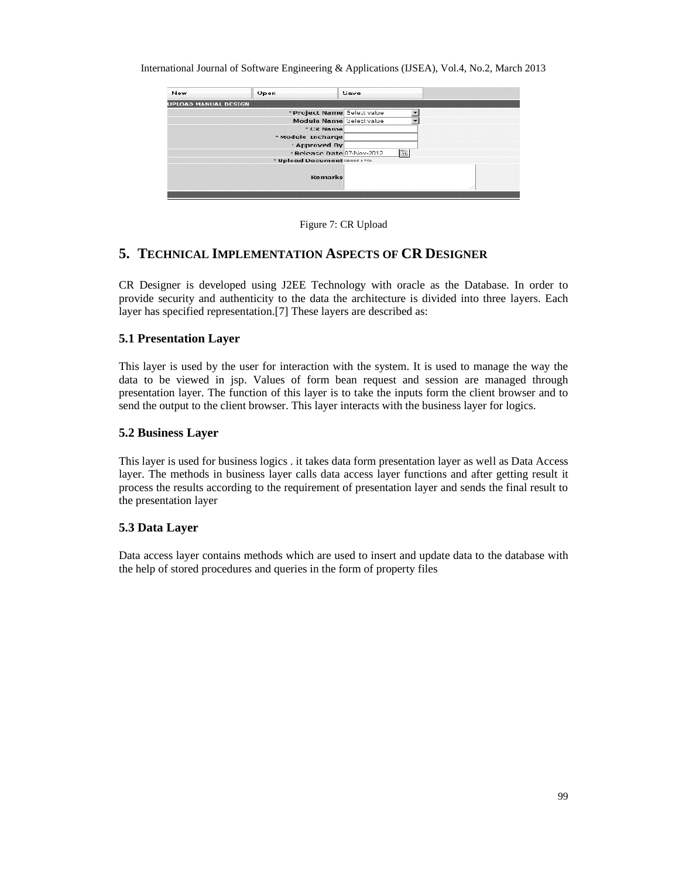Figure 7: CR Upload

## 5. TECHNICAL IMPLEMENTATION ASPECTS OF CR DESIGNER

CR Designer is developed using J2EE Technology with oracle as the Database. In order to provide security and authenticity to the data the architecture is divided into three layers. Each layer has specified representation.[7] These layers are described as:

### 5.1 Presentation Layer

This layer is used by the user for interaction with the system. It is used to manage the way the data to be viewed in jsp. Values of form bean request and session are managed through presentation layer. The function of this layer is to take the inputs form the client browser and to send the output to the client browser. This layer interacts with the business layer for logics.

### 5.2 Business Layer

This layer is used for business logics . it takes data form presentation layer as well as Data Access layer. The methods in business layer calls data access layer functions and after getting result it process the results according to the requirement of presentation layer and sends the final result to the presentation layer

### 5.3 Data Layer

Data access layer contains methods which are used to insert and update data to the database with the help of stored procedures and queries in the form of property files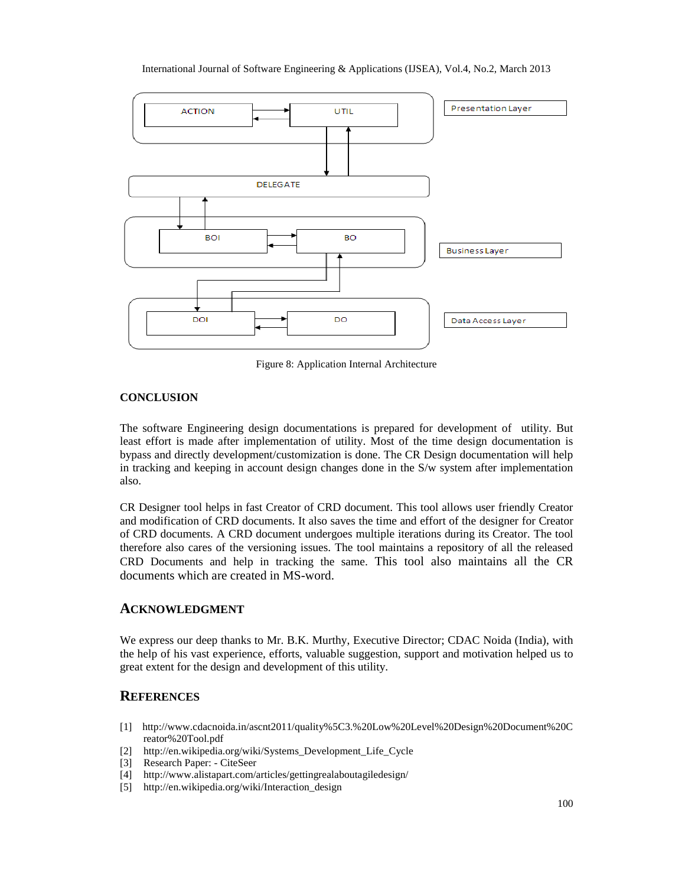Figure 8: Application Internal Architecture

## CONCLUSION

The software Engineering design documentations is prepared for development of utility. But least effort is made after implementation of utility. Most of the time design documentation is bypass and directly development/customization is done. The CR Design documentation will help in tracking and keeping in account design changes done in the S/w system after implementation also.

CR Designer tool helps in fast Creator of CRD document. This tool allows user friendly Creator and modification of CRD documents. It also saves the time and effort of the designer for Creator of CRD documents. A CRD document undergoes multiple iterations during its Creator. The tool therefore also cares of the versioning issues. The tool maintains a repository of all the released CRD Documents and help in tracking the same. This tool also maintains all the CR documents which are created in MS-word.

## ACKNOWLEDGMENT

We express our deep thanks to Mr. B.K. Murthy, Executive Director; CDAC Noida (India), with the help of his vast experience, efforts, valuable suggestion, support and motivation helped us to great extent for the design and development of this utility.

## REFERENCES

[1] http://www.cdacnoida.in/ascnt2011/quality%5C3.%20Low%20Level%20Design%20Document%20Creator%20Tool.pdf
[2] http://en.wikipedia.org/wiki/Systems_Development_Life_Cycle
[3] Research Paper: - CiteSeer
[4] http://www.alistapart.com/articles/gettingrealaboutagiledesign/
[5] http://en.wikipedia.org/wiki/Interaction_design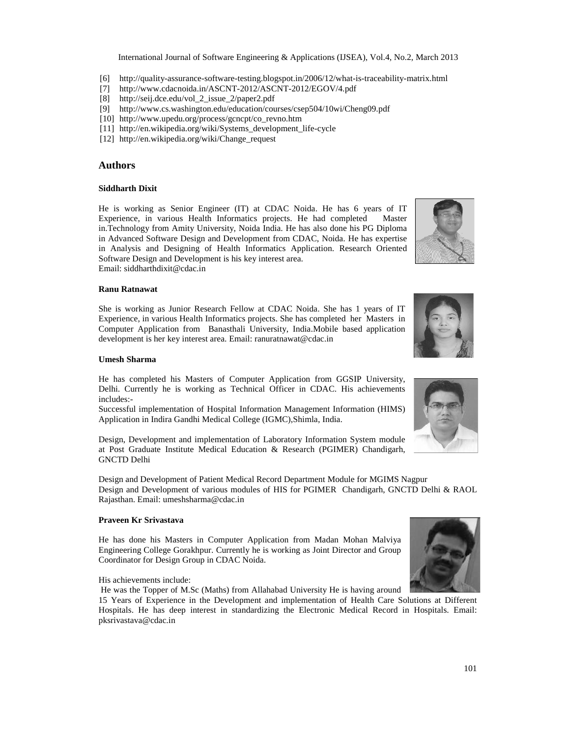[6] http://quality-assurance-software-testing.blogspot.in/2006/12/what-is-traceability-matrix.html
[7] http://www.cdacnoida.in/ASCNT-2012/ASCNT-2012/EGOV/4.pdf
[8] http://seij.dce.edu/vol_2_issue_2/paper2.pdf
[9] http://www.cs.washington.edu/education/courses/csep504/10wi/Cheng09.pdf
[10] http://www.upedu.org/process/gcncpt/co_revno.htm
[11] http://en.wikipedia.org/wiki/Systems_development_life-cycle
[12] http://en.wikipedia.org/wiki/Change_request

## Authors

**Siddharth Dixit**

He is working as Senior Engineer (IT) at CDAC Noida. He has 6 years of IT Experience, in various Health Informatics projects. He had completed Master in.Technology from Amity University, Noida India. He has also done his PG Diploma in Advanced Software Design and Development from CDAC, Noida. He has expertise in Analysis and Designing of Health Informatics Application. Research Oriented Software Design and Development is his key interest area.
Email: siddharthdixit@cdac.in

**Ranu Ratnawat**

She is working as Junior Research Fellow at CDAC Noida. She has 1 years of IT Experience, in various Health Informatics projects. She has completed her Masters in Computer Application from Banasthali University, India.Mobile based application development is her key interest area. Email: ranuratnawat@cdac.in

**Umesh Sharma**

He has completed his Masters of Computer Application from GGSIP University, Delhi. Currently he is working as Technical Officer in CDAC. His achievements includes:-
Successful implementation of Hospital Information Management Information (HIMS) Application in Indira Gandhi Medical College (IGMC),Shimla, India.

Design, Development and implementation of Laboratory Information System module at Post Graduate Institute Medical Education & Research (PGIMER) Chandigarh, GNCTD Delhi

Design and Development of Patient Medical Record Department Module for MGIMS Nagpur
Design and Development of various modules of HIS for PGIMER Chandigarh, GNCTD Delhi & RAOL Rajasthan. Email: umeshsharma@cdac.in

**Praveen Kr Srivastava**

He has done his Masters in Computer Application from Madan Mohan Malviya Engineering College Gorakhpur. Currently he is working as Joint Director and Group Coordinator for Design Group in CDAC Noida.

His achievements include:
He was the Topper of M.Sc (Maths) from Allahabad University He is having around 15 Years of Experience in the Development and implementation of Health Care Solutions at Different Hospitals. He has deep interest in standardizing the Electronic Medical Record in Hospitals. Email: pksrivastava@cdac.in